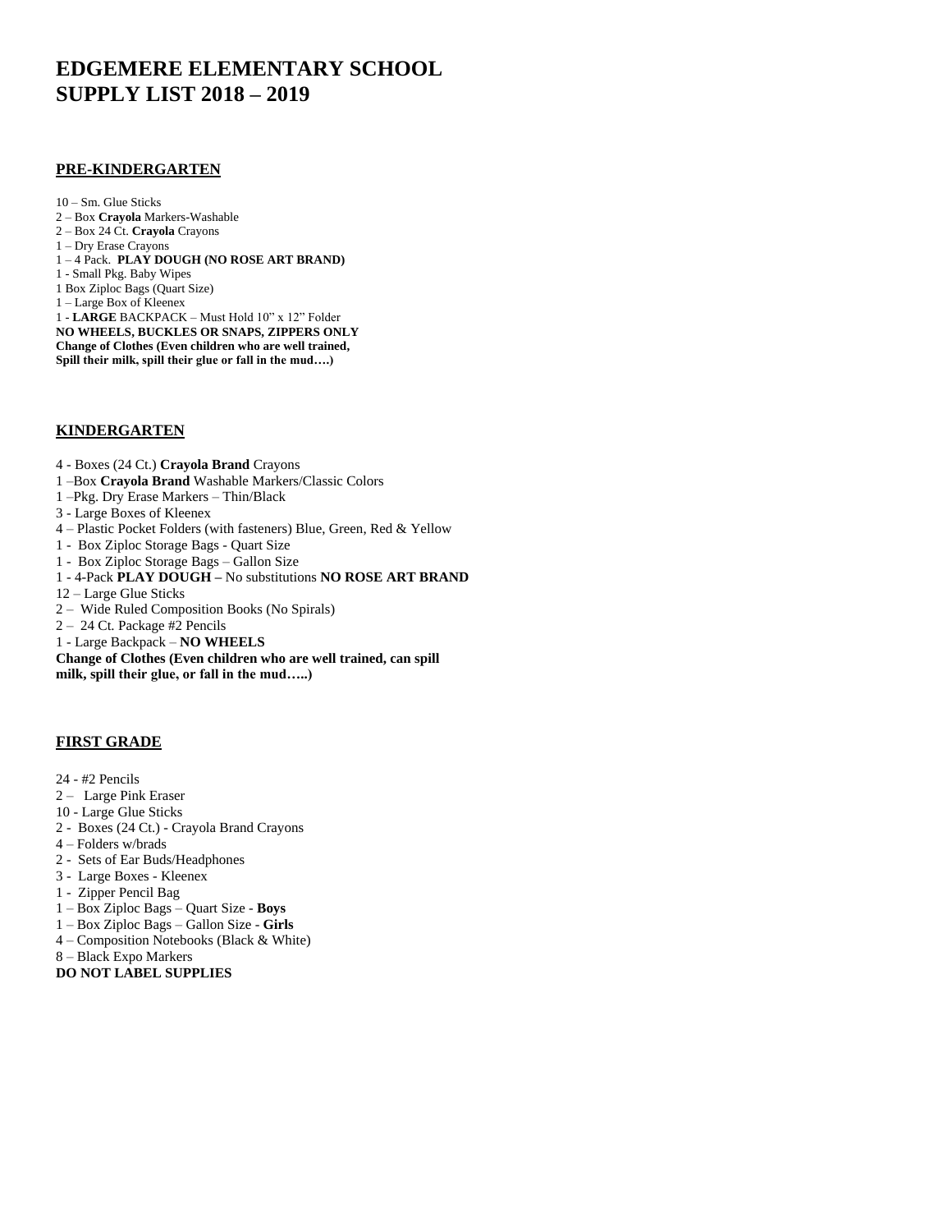# EDGEMERE ELEMENTARY SCHOOL
# SUPPLY LIST 2018 – 2019

## PRE-KINDERGARTEN

10 – Sm. Glue Sticks
2 – Box **Crayola** Markers-Washable
2 – Box 24 Ct. **Crayola** Crayons
1 – Dry Erase Crayons
1 – 4 Pack. **PLAY DOUGH (NO ROSE ART BRAND)**
1 - Small Pkg. Baby Wipes
1 Box Ziploc Bags (Quart Size)
1 – Large Box of Kleenex
1 - **LARGE** BACKPACK – Must Hold 10" x 12" Folder
**NO WHEELS, BUCKLES OR SNAPS, ZIPPERS ONLY**
**Change of Clothes (Even children who are well trained, Spill their milk, spill their glue or fall in the mud….)**

## KINDERGARTEN

4 - Boxes (24 Ct.) **Crayola Brand** Crayons
1 –Box **Crayola Brand** Washable Markers/Classic Colors
1 –Pkg. Dry Erase Markers – Thin/Black
3 - Large Boxes of Kleenex
4 – Plastic Pocket Folders (with fasteners) Blue, Green, Red & Yellow
1 - Box Ziploc Storage Bags - Quart Size
1 - Box Ziploc Storage Bags – Gallon Size
1 - 4-Pack **PLAY DOUGH –** No substitutions **NO ROSE ART BRAND**
12 – Large Glue Sticks
2 – Wide Ruled Composition Books (No Spirals)
2 – 24 Ct. Package #2 Pencils
1 - Large Backpack – **NO WHEELS**
**Change of Clothes (Even children who are well trained, can spill milk, spill their glue, or fall in the mud…..)**

## FIRST GRADE

24 - #2 Pencils
2 – Large Pink Eraser
10 - Large Glue Sticks
2 - Boxes (24 Ct.) - Crayola Brand Crayons
4 – Folders w/brads
2 - Sets of Ear Buds/Headphones
3 - Large Boxes - Kleenex
1 - Zipper Pencil Bag
1 – Box Ziploc Bags – Quart Size - **Boys**
1 – Box Ziploc Bags – Gallon Size - **Girls**
4 – Composition Notebooks (Black & White)
8 – Black Expo Markers
**DO NOT LABEL SUPPLIES**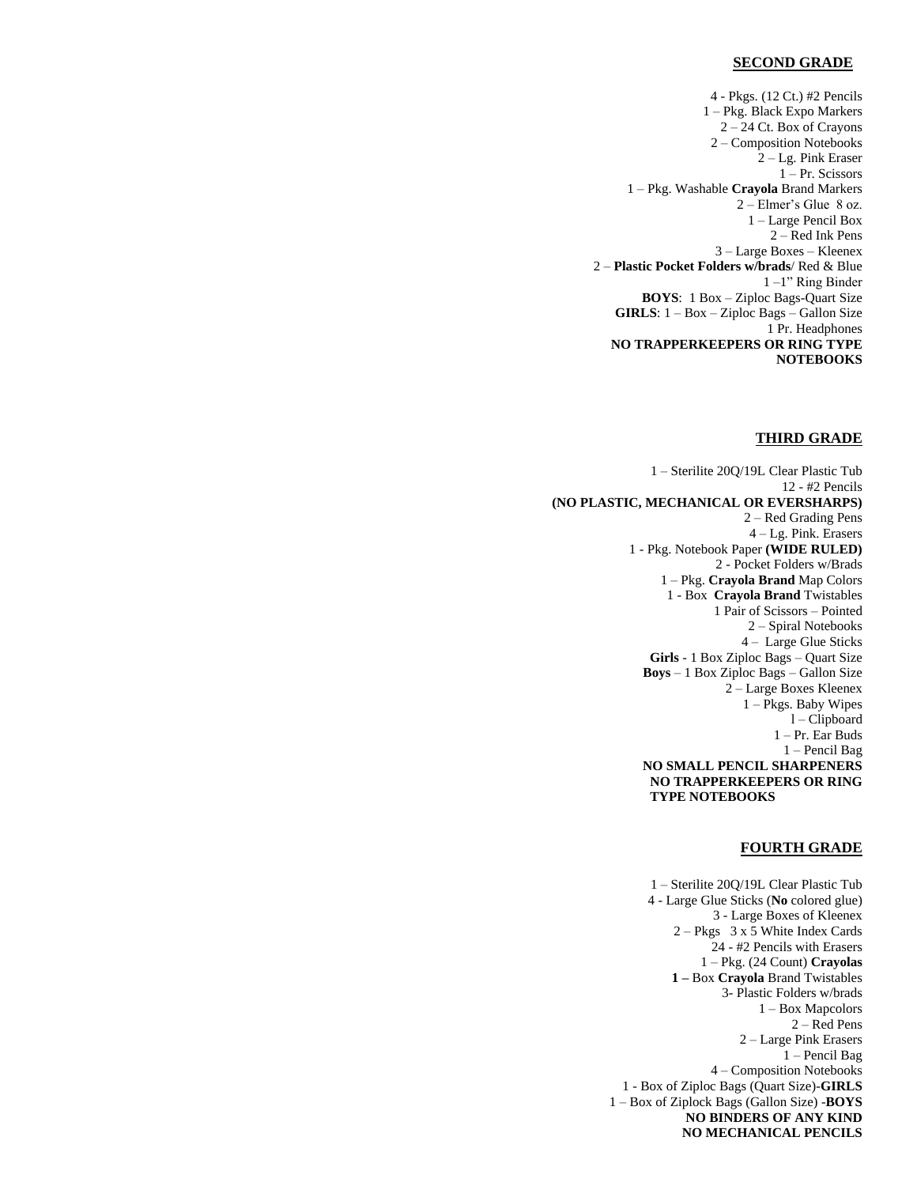## SECOND GRADE

4 - Pkgs. (12 Ct.) #2 Pencils
1 – Pkg. Black Expo Markers
2 – 24 Ct. Box of Crayons
2 – Composition Notebooks
2 – Lg. Pink Eraser
1 – Pr. Scissors
1 – Pkg. Washable **Crayola** Brand Markers
2 – Elmer's Glue 8 oz.
1 – Large Pencil Box
2 – Red Ink Pens
3 – Large Boxes – Kleenex
2 – **Plastic Pocket Folders w/brads**/ Red & Blue
1 –1" Ring Binder
**BOYS**: 1 Box – Ziploc Bags-Quart Size
**GIRLS**: 1 – Box – Ziploc Bags – Gallon Size
1 Pr. Headphones
**NO TRAPPERKEEPERS OR RING TYPE NOTEBOOKS**

## THIRD GRADE

1 – Sterilite 20Q/19L Clear Plastic Tub
12 - #2 Pencils
**(NO PLASTIC, MECHANICAL OR EVERSHARPS)**
2 – Red Grading Pens
4 – Lg. Pink. Erasers
1 - Pkg. Notebook Paper **(WIDE RULED)**
2 - Pocket Folders w/Brads
1 – Pkg. **Crayola Brand** Map Colors
1 - Box **Crayola Brand** Twistables
1 Pair of Scissors – Pointed
2 – Spiral Notebooks
4 – Large Glue Sticks
**Girls** - 1 Box Ziploc Bags – Quart Size
**Boys** – 1 Box Ziploc Bags – Gallon Size
2 – Large Boxes Kleenex
1 – Pkgs. Baby Wipes
l – Clipboard
1 – Pr. Ear Buds
1 – Pencil Bag
**NO SMALL PENCIL SHARPENERS**
**NO TRAPPERKEEPERS OR RING TYPE NOTEBOOKS**

## FOURTH GRADE

1 – Sterilite 20Q/19L Clear Plastic Tub
4 - Large Glue Sticks (**No** colored glue)
3 - Large Boxes of Kleenex
2 – Pkgs 3 x 5 White Index Cards
24 - #2 Pencils with Erasers
1 – Pkg. (24 Count) **Crayolas**
**1 –** Box **Crayola** Brand Twistables
3- Plastic Folders w/brads
1 – Box Mapcolors
2 – Red Pens
2 – Large Pink Erasers
1 – Pencil Bag
4 – Composition Notebooks
1 - Box of Ziploc Bags (Quart Size)-**GIRLS**
1 – Box of Ziplock Bags (Gallon Size) -**BOYS**
**NO BINDERS OF ANY KIND**
**NO MECHANICAL PENCILS**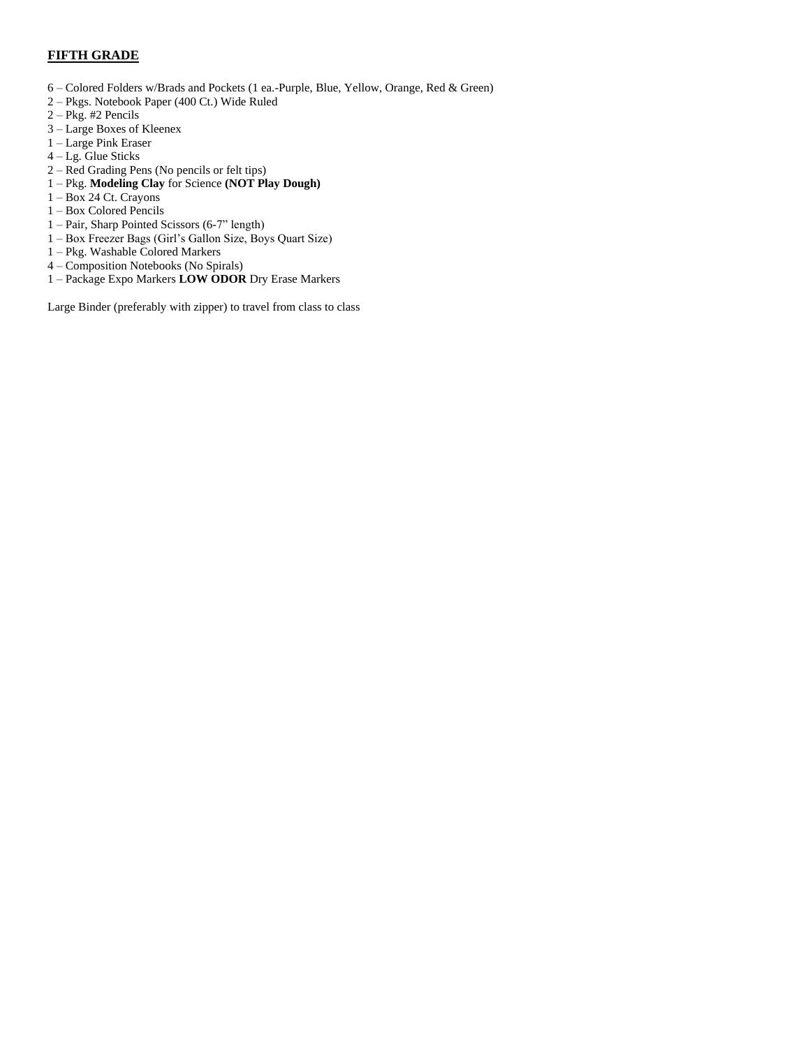## **<u>FIFTH GRADE</u>**

6 – Colored Folders w/Brads and Pockets (1 ea.-Purple, Blue, Yellow, Orange, Red & Green)
2 – Pkgs. Notebook Paper (400 Ct.) Wide Ruled
2 – Pkg. #2 Pencils
3 – Large Boxes of Kleenex
1 – Large Pink Eraser
4 – Lg. Glue Sticks
2 – Red Grading Pens (No pencils or felt tips)
1 – Pkg. **Modeling Clay** for Science **(NOT Play Dough)**
1 – Box 24 Ct. Crayons
1 – Box Colored Pencils
1 – Pair, Sharp Pointed Scissors (6-7" length)
1 – Box Freezer Bags (Girl's Gallon Size, Boys Quart Size)
1 – Pkg. Washable Colored Markers
4 – Composition Notebooks (No Spirals)
1 – Package Expo Markers **LOW ODOR** Dry Erase Markers

Large Binder (preferably with zipper) to travel from class to class